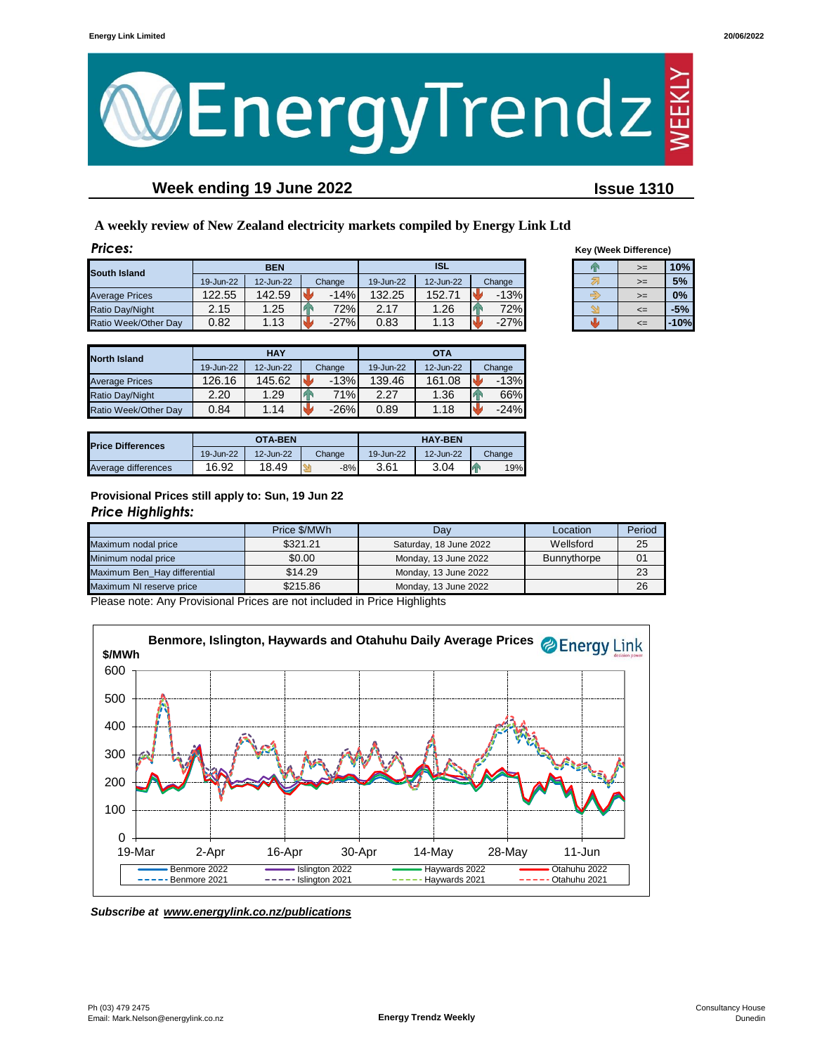# EnergyTrendz WEEKLY

## Week ending 19 June 2022

**Issue 1310**

**A weekly review of New Zealand electricity markets compiled by Energy Link Ltd**

### *Prices:*

| South Island | BEN | | | ISL | | |
|---|---|---|---|---|---|---|
| | 19-Jun-22 | 12-Jun-22 | Change | 19-Jun-22 | 12-Jun-22 | Change |
| Average Prices | 122.55 | 142.59 | -14% | 132.25 | 152.71 | -13% |
| Ratio Day/Night | 2.15 | 1.25 | 72% | 2.17 | 1.26 | 72% |
| Ratio Week/Other Day | 0.82 | 1.13 | -27% | 0.83 | 1.13 | -27% |

**Key (Week Difference)**

| | | |
|---|---|---|
| ↑ | >= | 10% |
| ↗ | >= | 5% |
| → | >= | 0% |
| ↘ | <= | -5% |
| ↓ | <= | -10% |

| North Island | HAY | | | OTA | | |
|---|---|---|---|---|---|---|
| | 19-Jun-22 | 12-Jun-22 | Change | 19-Jun-22 | 12-Jun-22 | Change |
| Average Prices | 126.16 | 145.62 | -13% | 139.46 | 161.08 | -13% |
| Ratio Day/Night | 2.20 | 1.29 | 71% | 2.27 | 1.36 | 66% |
| Ratio Week/Other Day | 0.84 | 1.14 | -26% | 0.89 | 1.18 | -24% |

| Price Differences | OTA-BEN | | | HAY-BEN | | |
|---|---|---|---|---|---|---|
| | 19-Jun-22 | 12-Jun-22 | Change | 19-Jun-22 | 12-Jun-22 | Change |
| Average differences | 16.92 | 18.49 | -8% | 3.61 | 3.04 | 19% |

**Provisional Prices still apply to: Sun, 19 Jun 22**

### *Price Highlights:*

| | Price $/MWh | Day | Location | Period |
|---|---|---|---|---|
| Maximum nodal price | $321.21 | Saturday, 18 June 2022 | Wellsford | 25 |
| Minimum nodal price | $0.00 | Monday, 13 June 2022 | Bunnythorpe | 01 |
| Maximum Ben_Hay differential | $14.29 | Monday, 13 June 2022 | | 23 |
| Maximum NI reserve price | $215.86 | Monday, 13 June 2022 | | 26 |

Please note: Any Provisional Prices are not included in Price Highlights

**Benmore, Islington, Haywards and Otahuhu Daily Average Prices**

*Subscribe at [www.energylink.co.nz/publications](www.energylink.co.nz/publications)*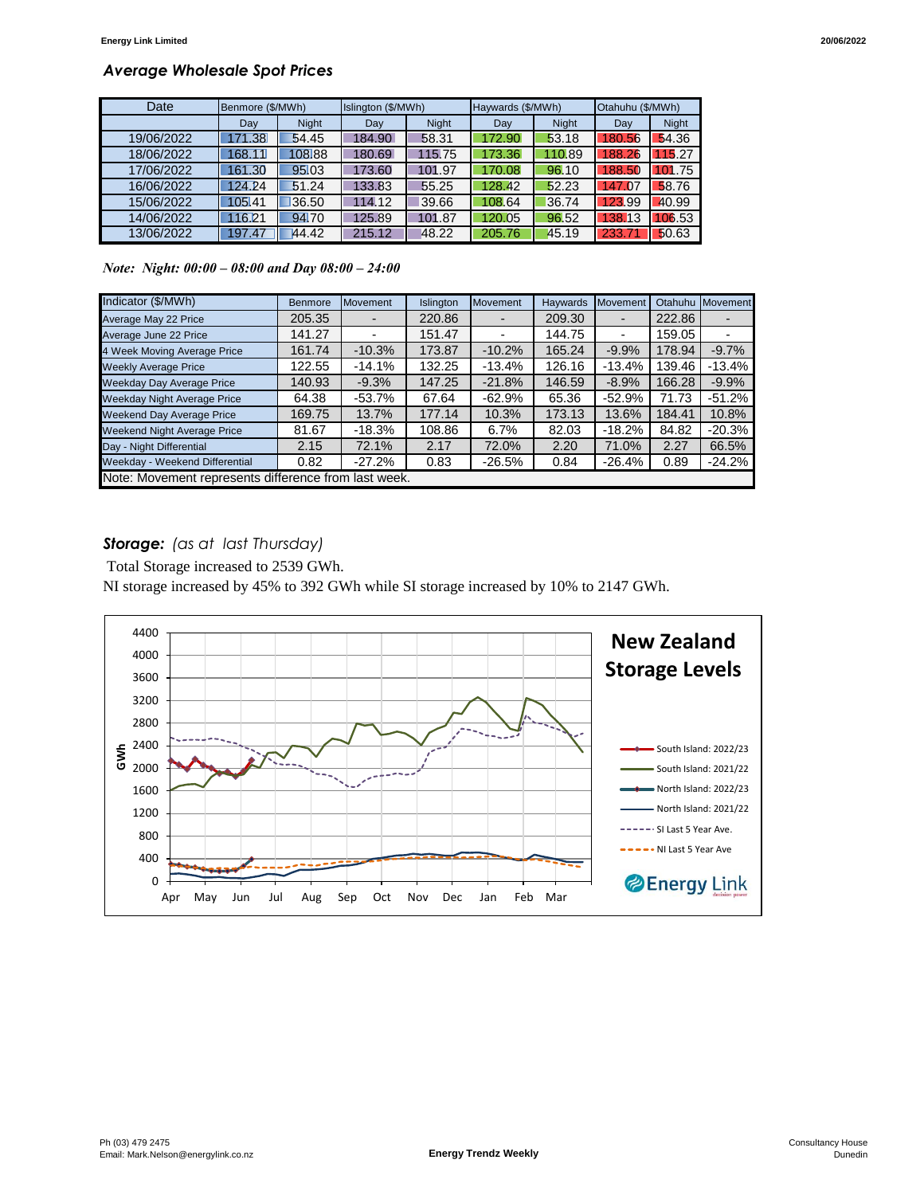## *Average Wholesale Spot Prices*

| Date | Benmore ($/MWh) | | Islington ($/MWh) | | Haywards ($/MWh) | | Otahuhu ($/MWh) | |
|---|---|---|---|---|---|---|---|---|
| | Day | Night | Day | Night | Day | Night | Day | Night |
| 19/06/2022 | 171.38 | 54.45 | 184.90 | 58.31 | 172.90 | 53.18 | 180.56 | 54.36 |
| 18/06/2022 | 168.11 | 108.88 | 180.69 | 115.75 | 173.36 | 110.89 | 188.26 | 115.27 |
| 17/06/2022 | 161.30 | 95.03 | 173.60 | 101.97 | 170.08 | 96.10 | 188.50 | 101.75 |
| 16/06/2022 | 124.24 | 51.24 | 133.83 | 55.25 | 128.42 | 52.23 | 147.07 | 58.76 |
| 15/06/2022 | 105.41 | 36.50 | 114.12 | 39.66 | 108.64 | 36.74 | 123.99 | 40.99 |
| 14/06/2022 | 116.21 | 94.70 | 125.89 | 101.87 | 120.05 | 96.52 | 138.13 | 106.53 |
| 13/06/2022 | 197.47 | 44.42 | 215.12 | 48.22 | 205.76 | 45.19 | 233.71 | 50.63 |

*Note: Night: 00:00 – 08:00 and Day 08:00 – 24:00*

| Indicator ($/MWh) | Benmore | Movement | Islington | Movement | Haywards | Movement | Otahuhu | Movement |
|---|---|---|---|---|---|---|---|---|
| Average May 22 Price | 205.35 | - | 220.86 | - | 209.30 | - | 222.86 | - |
| Average June 22 Price | 141.27 | - | 151.47 | - | 144.75 | - | 159.05 | - |
| 4 Week Moving Average Price | 161.74 | -10.3% | 173.87 | -10.2% | 165.24 | -9.9% | 178.94 | -9.7% |
| Weekly Average Price | 122.55 | -14.1% | 132.25 | -13.4% | 126.16 | -13.4% | 139.46 | -13.4% |
| Weekday Day Average Price | 140.93 | -9.3% | 147.25 | -21.8% | 146.59 | -8.9% | 166.28 | -9.9% |
| Weekday Night Average Price | 64.38 | -53.7% | 67.64 | -62.9% | 65.36 | -52.9% | 71.73 | -51.2% |
| Weekend Day Average Price | 169.75 | 13.7% | 177.14 | 10.3% | 173.13 | 13.6% | 184.41 | 10.8% |
| Weekend Night Average Price | 81.67 | -18.3% | 108.86 | 6.7% | 82.03 | -18.2% | 84.82 | -20.3% |
| Day - Night Differential | 2.15 | 72.1% | 2.17 | 72.0% | 2.20 | 71.0% | 2.27 | 66.5% |
| Weekday - Weekend Differential | 0.82 | -27.2% | 0.83 | -26.5% | 0.84 | -26.4% | 0.89 | -24.2% |

Note: Movement represents difference from last week.

***Storage:*** *(as at last Thursday)*

Total Storage increased to 2539 GWh.

NI storage increased by 45% to 392 GWh while SI storage increased by 10% to 2147 GWh.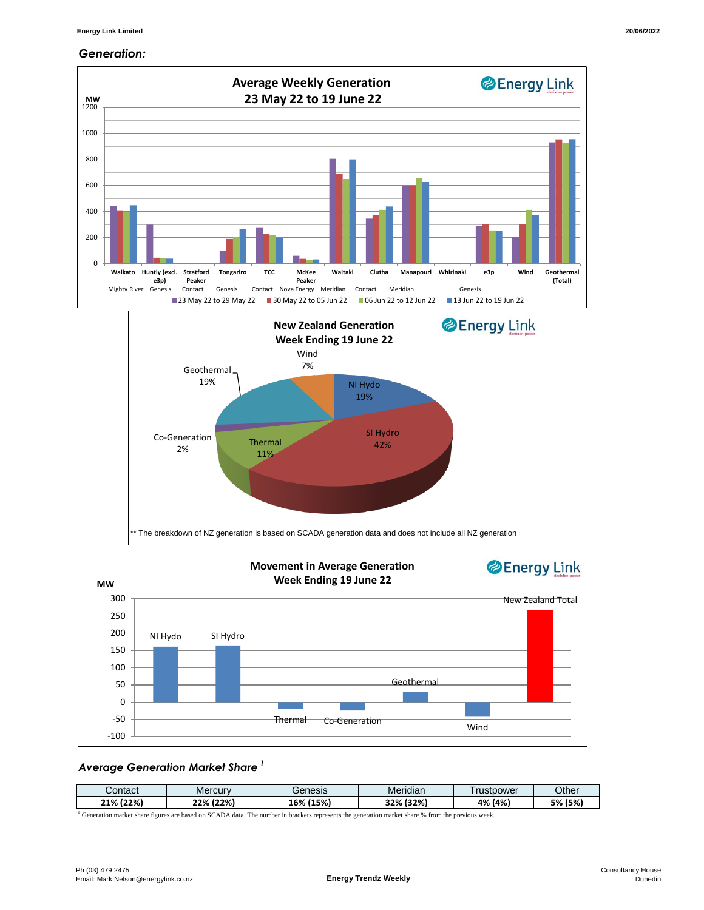## *Generation:*

**Average Weekly Generation**
**23 May 22 to 19 June 22**

**New Zealand Generation**
**Week Ending 19 June 22**

** The breakdown of NZ generation is based on SCADA generation data and does not include all NZ generation

**Movement in Average Generation**
**Week Ending 19 June 22**

### *Average Generation Market Share* [1]

| Contact | Mercury | Genesis | Meridian | Trustpower | Other |
|---|---|---|---|---|---|
| **21% (22%)** | **22% (22%)** | **16% (15%)** | **32% (32%)** | **4% (4%)** | **5% (5%)** |

[1] Generation market share figures are based on SCADA data. The number in brackets represents the generation market share % from the previous week.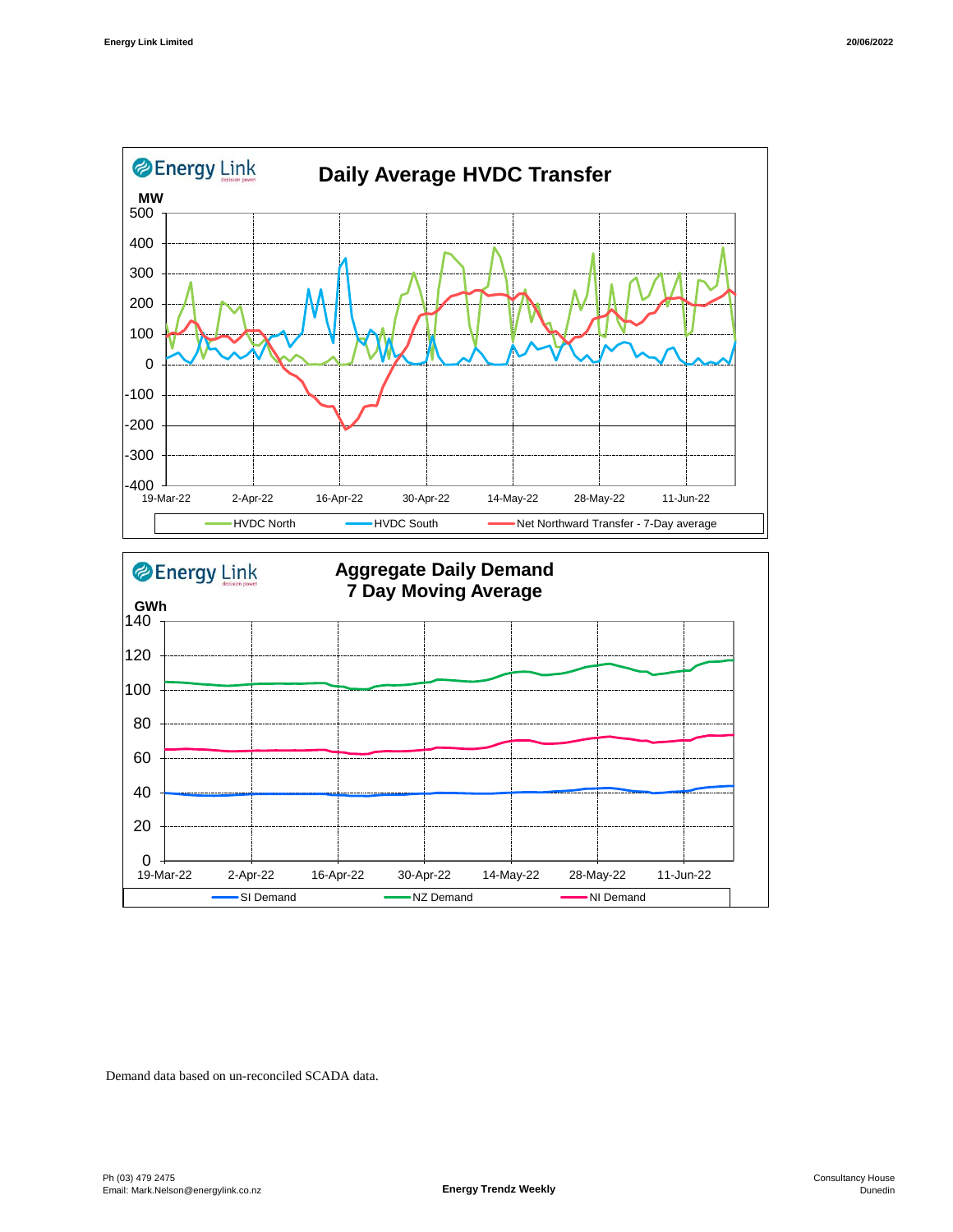# Daily Average HVDC Transfer

MW

Legend: HVDC North, HVDC South, Net Northward Transfer - 7-Day average

# Aggregate Daily Demand 7 Day Moving Average

GWh

Legend: SI Demand, NZ Demand, NI Demand

Demand data based on un-reconciled SCADA data.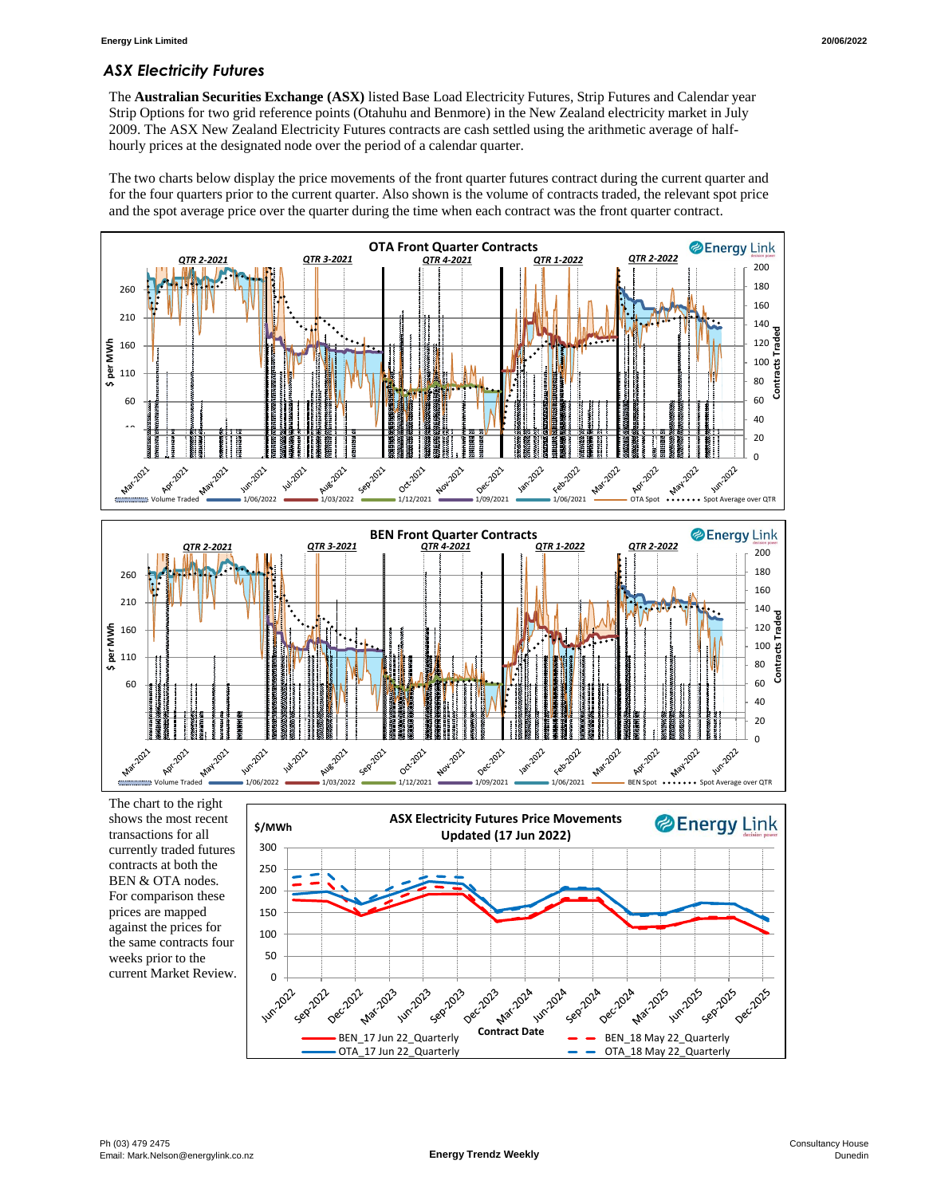## *ASX Electricity Futures*

The **Australian Securities Exchange (ASX)** listed Base Load Electricity Futures, Strip Futures and Calendar year Strip Options for two grid reference points (Otahuhu and Benmore) in the New Zealand electricity market in July 2009. The ASX New Zealand Electricity Futures contracts are cash settled using the arithmetic average of half-hourly prices at the designated node over the period of a calendar quarter.

The two charts below display the price movements of the front quarter futures contract during the current quarter and for the four quarters prior to the current quarter. Also shown is the volume of contracts traded, the relevant spot price and the spot average price over the quarter during the time when each contract was the front quarter contract.

The chart to the right shows the most recent transactions for all currently traded futures contracts at both the BEN & OTA nodes. For comparison these prices are mapped against the prices for the same contracts four weeks prior to the current Market Review.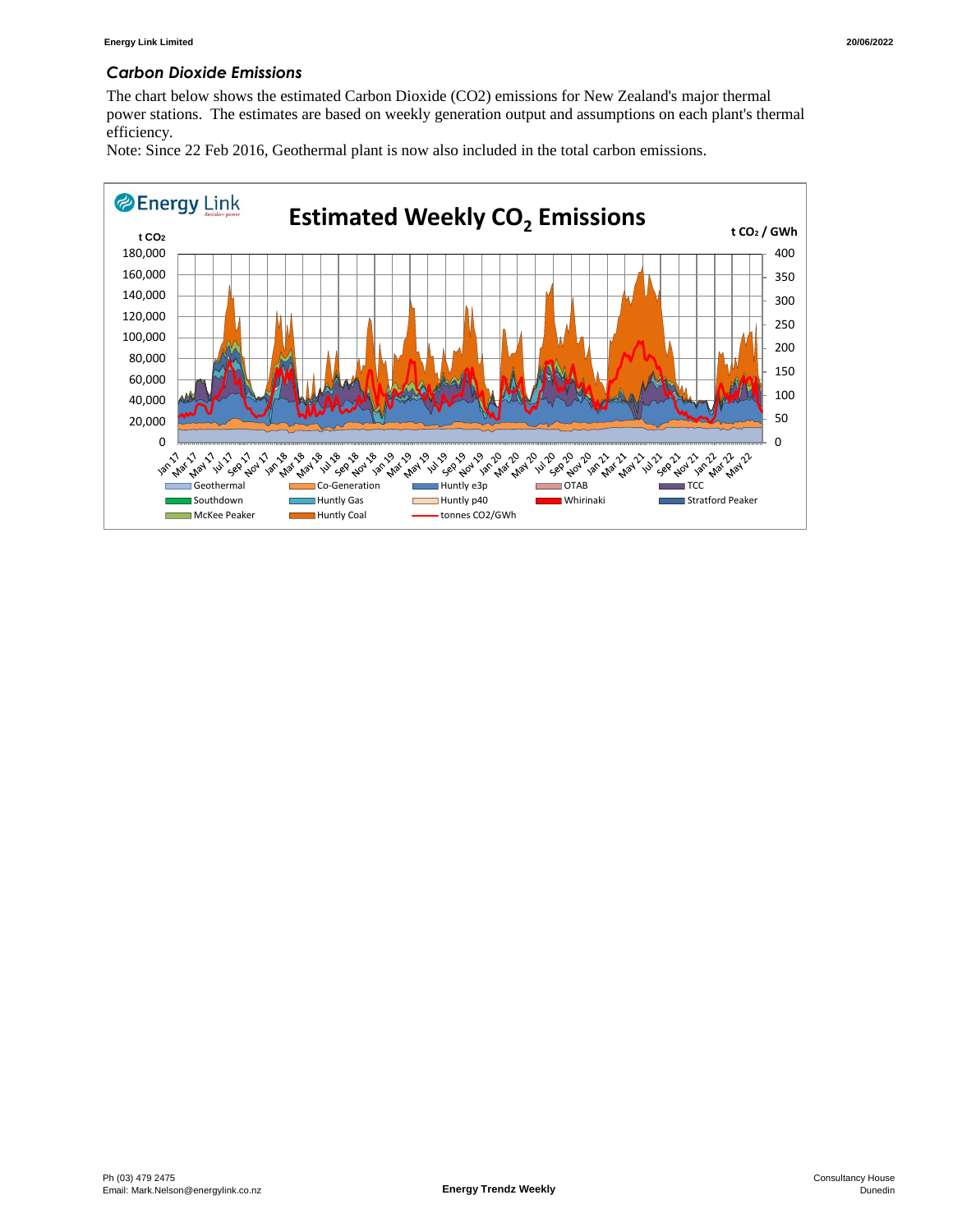### *Carbon Dioxide Emissions*

The chart below shows the estimated Carbon Dioxide (CO2) emissions for New Zealand's major thermal power stations. The estimates are based on weekly generation output and assumptions on each plant's thermal efficiency.
Note: Since 22 Feb 2016, Geothermal plant is now also included in the total carbon emissions.

Energy Link
decision power

Estimated Weekly $CO_2$ Emissions

t $CO_2$

180,000
160,000
140,000
120,000
100,000
80,000
60,000
40,000
20,000
0

t $CO_2$ / GWh

400
350
300
250
200
150
100
50
0

Jan 17, Mar 17, May 17, Jul 17, Sep 17, Nov 17, Jan 18, Mar 18, May 18, Jul 18, Sep 18, Nov 18, Jan 19, Mar 19, May 19, Jul 19, Sep 19, Nov 19, Jan 20, Mar 20, May 20, Jul 20, Sep 20, Nov 20, Jan 21, Mar 21, May 21, Jul 21, Sep 21, Nov 21, Jan 22, Mar 22, May 22

Geothermal
Co-Generation
Huntly e3p
OTAB
TCC
Southdown
Huntly Gas
Huntly p40
Whirinaki
Stratford Peaker
McKee Peaker
Huntly Coal
tonnes CO2/GWh